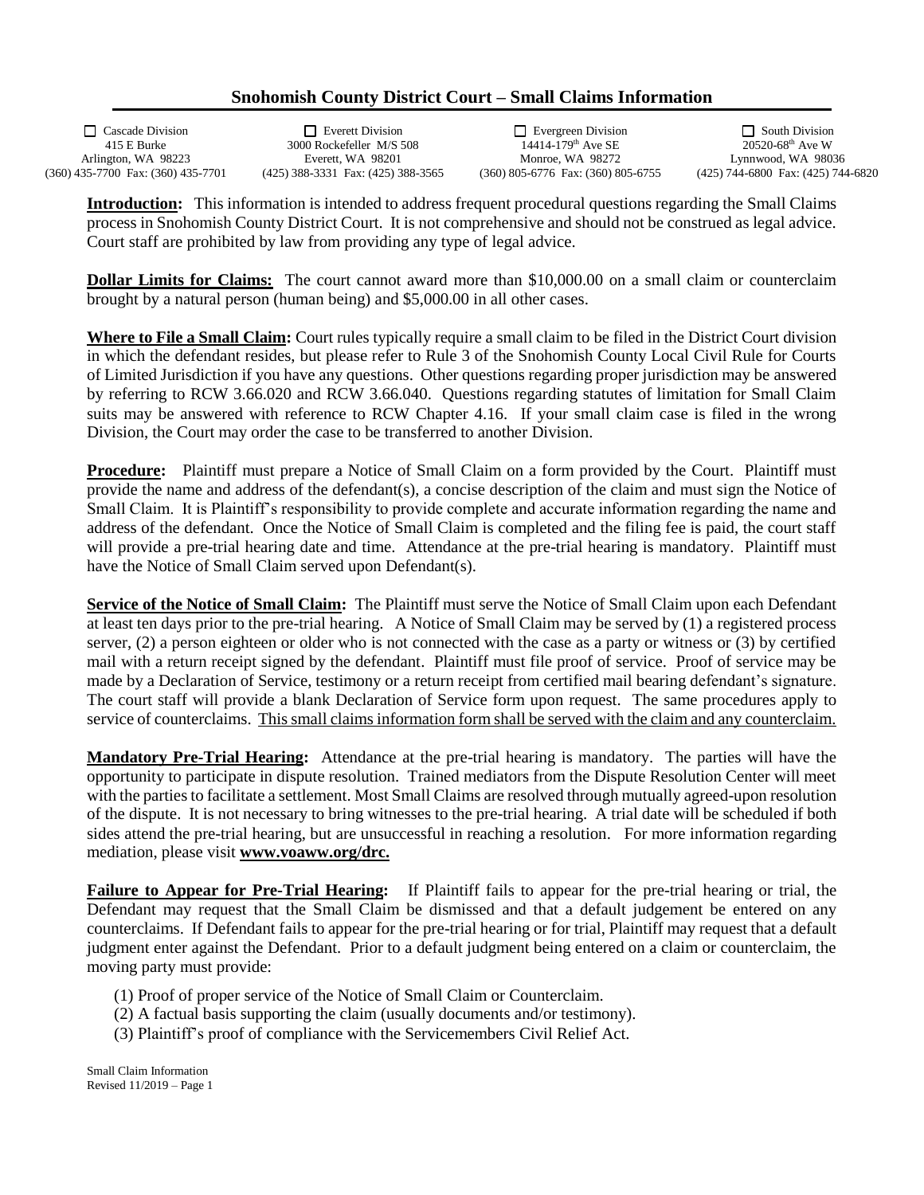## Snohomish County District Court – Small Claims Information

| ☐ Cascade Division | ☐ Everett Division | ☐ Evergreen Division | ☐ South Division |
| --- | --- | --- | --- |
| 415 E Burke | 3000 Rockefeller M/S 508 | 14414-179th Ave SE | 20520-68th Ave W |
| Arlington, WA 98223 | Everett, WA 98201 | Monroe, WA 98272 | Lynnwood, WA 98036 |
| (360) 435-7700 Fax: (360) 435-7701 | (425) 388-3331 Fax: (425) 388-3565 | (360) 805-6776 Fax: (360) 805-6755 | (425) 744-6800 Fax: (425) 744-6820 |

**Introduction:** This information is intended to address frequent procedural questions regarding the Small Claims process in Snohomish County District Court. It is not comprehensive and should not be construed as legal advice. Court staff are prohibited by law from providing any type of legal advice.

**Dollar Limits for Claims:** The court cannot award more than $10,000.00 on a small claim or counterclaim brought by a natural person (human being) and $5,000.00 in all other cases.

**Where to File a Small Claim:** Court rules typically require a small claim to be filed in the District Court division in which the defendant resides, but please refer to Rule 3 of the Snohomish County Local Civil Rule for Courts of Limited Jurisdiction if you have any questions. Other questions regarding proper jurisdiction may be answered by referring to RCW 3.66.020 and RCW 3.66.040. Questions regarding statutes of limitation for Small Claim suits may be answered with reference to RCW Chapter 4.16. If your small claim case is filed in the wrong Division, the Court may order the case to be transferred to another Division.

**Procedure:** Plaintiff must prepare a Notice of Small Claim on a form provided by the Court. Plaintiff must provide the name and address of the defendant(s), a concise description of the claim and must sign the Notice of Small Claim. It is Plaintiff's responsibility to provide complete and accurate information regarding the name and address of the defendant. Once the Notice of Small Claim is completed and the filing fee is paid, the court staff will provide a pre-trial hearing date and time. Attendance at the pre-trial hearing is mandatory. Plaintiff must have the Notice of Small Claim served upon Defendant(s).

**Service of the Notice of Small Claim:** The Plaintiff must serve the Notice of Small Claim upon each Defendant at least ten days prior to the pre-trial hearing. A Notice of Small Claim may be served by (1) a registered process server, (2) a person eighteen or older who is not connected with the case as a party or witness or (3) by certified mail with a return receipt signed by the defendant. Plaintiff must file proof of service. Proof of service may be made by a Declaration of Service, testimony or a return receipt from certified mail bearing defendant's signature. The court staff will provide a blank Declaration of Service form upon request. The same procedures apply to service of counterclaims. <u>This small claims information form shall be served with the claim and any counterclaim.</u>

**Mandatory Pre-Trial Hearing:** Attendance at the pre-trial hearing is mandatory. The parties will have the opportunity to participate in dispute resolution. Trained mediators from the Dispute Resolution Center will meet with the parties to facilitate a settlement. Most Small Claims are resolved through mutually agreed-upon resolution of the dispute. It is not necessary to bring witnesses to the pre-trial hearing. A trial date will be scheduled if both sides attend the pre-trial hearing, but are unsuccessful in reaching a resolution. For more information regarding mediation, please visit **www.voaww.org/drc.**

**Failure to Appear for Pre-Trial Hearing:** If Plaintiff fails to appear for the pre-trial hearing or trial, the Defendant may request that the Small Claim be dismissed and that a default judgement be entered on any counterclaims. If Defendant fails to appear for the pre-trial hearing or for trial, Plaintiff may request that a default judgment enter against the Defendant. Prior to a default judgment being entered on a claim or counterclaim, the moving party must provide:

(1) Proof of proper service of the Notice of Small Claim or Counterclaim.
(2) A factual basis supporting the claim (usually documents and/or testimony).
(3) Plaintiff's proof of compliance with the Servicemembers Civil Relief Act.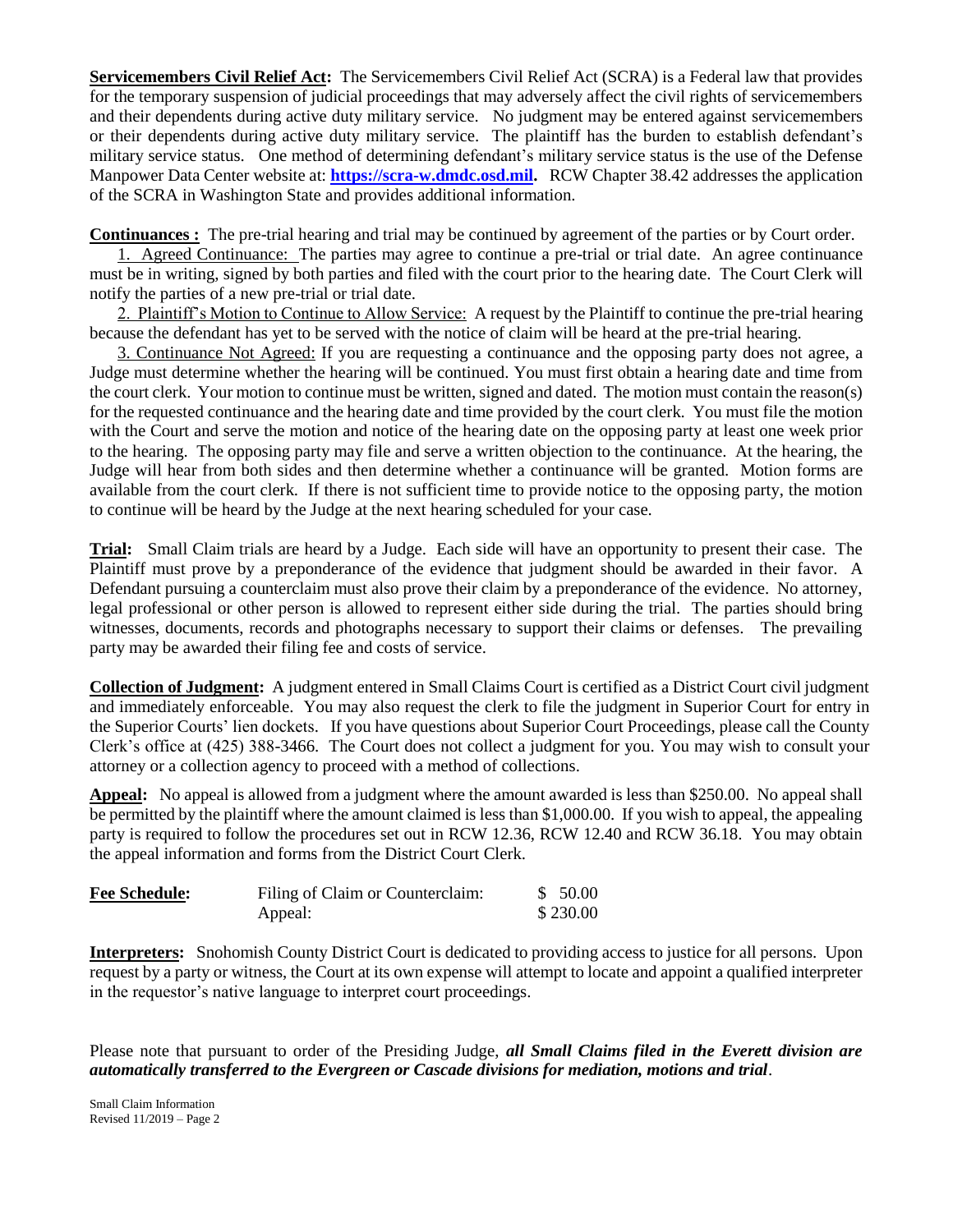**Servicemembers Civil Relief Act:** The Servicemembers Civil Relief Act (SCRA) is a Federal law that provides for the temporary suspension of judicial proceedings that may adversely affect the civil rights of servicemembers and their dependents during active duty military service. No judgment may be entered against servicemembers or their dependents during active duty military service. The plaintiff has the burden to establish defendant's military service status. One method of determining defendant's military service status is the use of the Defense Manpower Data Center website at: **https://scra-w.dmdc.osd.mil.** RCW Chapter 38.42 addresses the application of the SCRA in Washington State and provides additional information.

**Continuances :** The pre-trial hearing and trial may be continued by agreement of the parties or by Court order.

1. Agreed Continuance: The parties may agree to continue a pre-trial or trial date. An agree continuance must be in writing, signed by both parties and filed with the court prior to the hearing date. The Court Clerk will notify the parties of a new pre-trial or trial date.

2. Plaintiff's Motion to Continue to Allow Service: A request by the Plaintiff to continue the pre-trial hearing because the defendant has yet to be served with the notice of claim will be heard at the pre-trial hearing.

3. Continuance Not Agreed: If you are requesting a continuance and the opposing party does not agree, a Judge must determine whether the hearing will be continued. You must first obtain a hearing date and time from the court clerk. Your motion to continue must be written, signed and dated. The motion must contain the reason(s) for the requested continuance and the hearing date and time provided by the court clerk. You must file the motion with the Court and serve the motion and notice of the hearing date on the opposing party at least one week prior to the hearing. The opposing party may file and serve a written objection to the continuance. At the hearing, the Judge will hear from both sides and then determine whether a continuance will be granted. Motion forms are available from the court clerk. If there is not sufficient time to provide notice to the opposing party, the motion to continue will be heard by the Judge at the next hearing scheduled for your case.

**Trial:** Small Claim trials are heard by a Judge. Each side will have an opportunity to present their case. The Plaintiff must prove by a preponderance of the evidence that judgment should be awarded in their favor. A Defendant pursuing a counterclaim must also prove their claim by a preponderance of the evidence. No attorney, legal professional or other person is allowed to represent either side during the trial. The parties should bring witnesses, documents, records and photographs necessary to support their claims or defenses. The prevailing party may be awarded their filing fee and costs of service.

**Collection of Judgment:** A judgment entered in Small Claims Court is certified as a District Court civil judgment and immediately enforceable. You may also request the clerk to file the judgment in Superior Court for entry in the Superior Courts' lien dockets. If you have questions about Superior Court Proceedings, please call the County Clerk's office at (425) 388-3466. The Court does not collect a judgment for you. You may wish to consult your attorney or a collection agency to proceed with a method of collections.

**Appeal:** No appeal is allowed from a judgment where the amount awarded is less than $250.00. No appeal shall be permitted by the plaintiff where the amount claimed is less than $1,000.00. If you wish to appeal, the appealing party is required to follow the procedures set out in RCW 12.36, RCW 12.40 and RCW 36.18. You may obtain the appeal information and forms from the District Court Clerk.

| | | |
|---|---|---|
| **Fee Schedule:** | Filing of Claim or Counterclaim: | $ 50.00 |
| | Appeal: | $ 230.00 |

**Interpreters:** Snohomish County District Court is dedicated to providing access to justice for all persons. Upon request by a party or witness, the Court at its own expense will attempt to locate and appoint a qualified interpreter in the requestor's native language to interpret court proceedings.

Please note that pursuant to order of the Presiding Judge, ***all Small Claims filed in the Everett division are automatically transferred to the Evergreen or Cascade divisions for mediation, motions and trial***.

Small Claim Information
Revised 11/2019 – Page 2